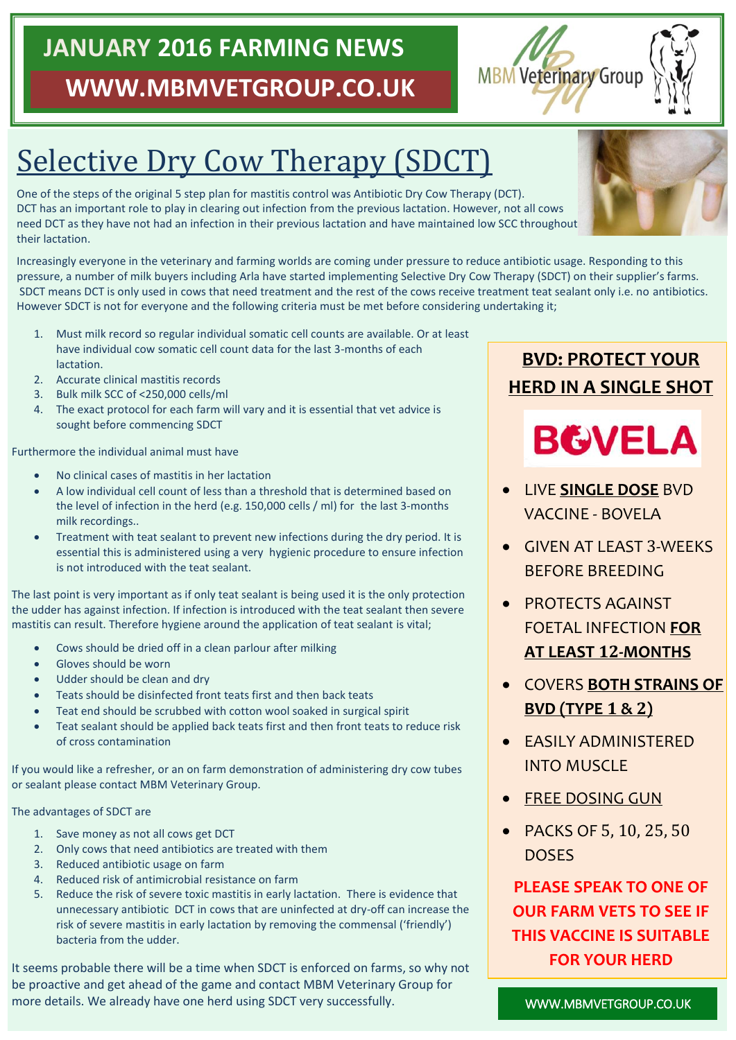# JANUARY 2016 FARMING NEWS

## WWW.MBMVETGROUP.CO.UK

MBM Veterinary Group

# Selective Dry Cow Therapy (SDCT)

One of the steps of the original 5 step plan for mastitis control was Antibiotic Dry Cow Therapy (DCT). DCT has an important role to play in clearing out infection from the previous lactation. However, not all cows need DCT as they have not had an infection in their previous lactation and have maintained low SCC throughout their lactation.

Increasingly everyone in the veterinary and farming worlds are coming under pressure to reduce antibiotic usage. Responding to this pressure, a number of milk buyers including Arla have started implementing Selective Dry Cow Therapy (SDCT) on their supplier's farms. SDCT means DCT is only used in cows that need treatment and the rest of the cows receive treatment teat sealant only i.e. no antibiotics. However SDCT is not for everyone and the following criteria must be met before considering undertaking it;

1. Must milk record so regular individual somatic cell counts are available. Or at least have individual cow somatic cell count data for the last 3-months of each lactation.
2. Accurate clinical mastitis records
3. Bulk milk SCC of <250,000 cells/ml
4. The exact protocol for each farm will vary and it is essential that vet advice is sought before commencing SDCT

Furthermore the individual animal must have

- No clinical cases of mastitis in her lactation
- A low individual cell count of less than a threshold that is determined based on the level of infection in the herd (e.g. 150,000 cells / ml) for the last 3-months milk recordings..
- Treatment with teat sealant to prevent new infections during the dry period. It is essential this is administered using a very hygienic procedure to ensure infection is not introduced with the teat sealant.

The last point is very important as if only teat sealant is being used it is the only protection the udder has against infection. If infection is introduced with the teat sealant then severe mastitis can result. Therefore hygiene around the application of teat sealant is vital;

- Cows should be dried off in a clean parlour after milking
- Gloves should be worn
- Udder should be clean and dry
- Teats should be disinfected front teats first and then back teats
- Teat end should be scrubbed with cotton wool soaked in surgical spirit
- Teat sealant should be applied back teats first and then front teats to reduce risk of cross contamination

If you would like a refresher, or an on farm demonstration of administering dry cow tubes or sealant please contact MBM Veterinary Group.

The advantages of SDCT are

1. Save money as not all cows get DCT
2. Only cows that need antibiotics are treated with them
3. Reduced antibiotic usage on farm
4. Reduced risk of antimicrobial resistance on farm
5. Reduce the risk of severe toxic mastitis in early lactation. There is evidence that unnecessary antibiotic DCT in cows that are uninfected at dry-off can increase the risk of severe mastitis in early lactation by removing the commensal ('friendly') bacteria from the udder.

It seems probable there will be a time when SDCT is enforced on farms, so why not be proactive and get ahead of the game and contact MBM Veterinary Group for more details. We already have one herd using SDCT very successfully.

## BVD: PROTECT YOUR HERD IN A SINGLE SHOT

**BOVELA**

- LIVE **SINGLE DOSE** BVD VACCINE - BOVELA
- GIVEN AT LEAST 3-WEEKS BEFORE BREEDING
- PROTECTS AGAINST FOETAL INFECTION **FOR AT LEAST 12-MONTHS**
- COVERS **BOTH STRAINS OF BVD (TYPE 1 & 2)**
- EASILY ADMINISTERED INTO MUSCLE
- FREE DOSING GUN
- PACKS OF 5, 10, 25, 50 DOSES

**PLEASE SPEAK TO ONE OF OUR FARM VETS TO SEE IF THIS VACCINE IS SUITABLE FOR YOUR HERD**

WWW.MBMVETGROUP.CO.UK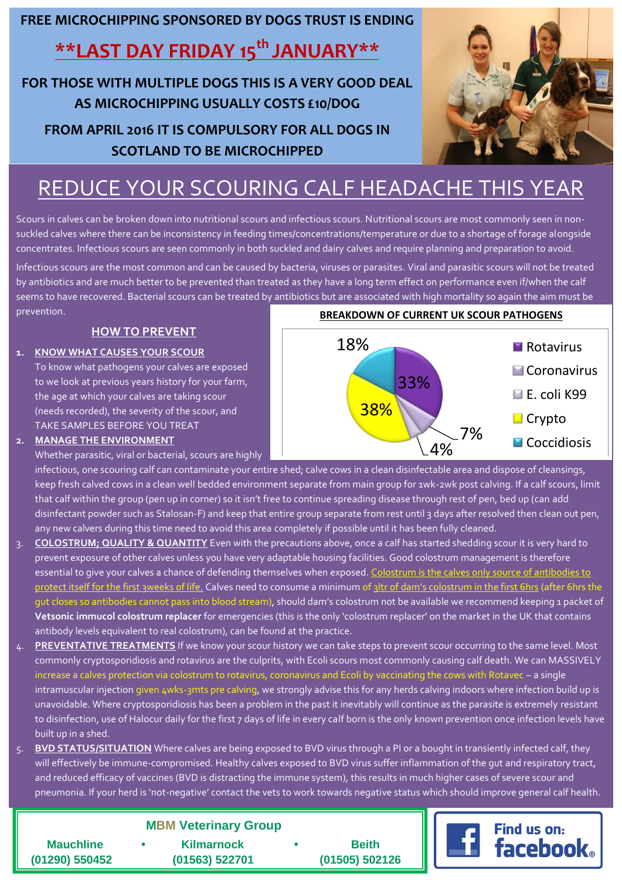**FREE MICROCHIPPING SPONSORED BY DOGS TRUST IS ENDING**

## **LAST DAY FRIDAY 15th JANUARY**

**FOR THOSE WITH MULTIPLE DOGS THIS IS A VERY GOOD DEAL AS MICROCHIPPING USUALLY COSTS £10/DOG**

**FROM APRIL 2016 IT IS COMPULSORY FOR ALL DOGS IN SCOTLAND TO BE MICROCHIPPED**

# REDUCE YOUR SCOURING CALF HEADACHE THIS YEAR

Scours in calves can be broken down into nutritional scours and infectious scours. Nutritional scours are most commonly seen in non-suckled calves where there can be inconsistency in feeding times/concentrations/temperature or due to a shortage of forage alongside concentrates. Infectious scours are seen commonly in both suckled and dairy calves and require planning and preparation to avoid.

Infectious scours are the most common and can be caused by bacteria, viruses or parasites. Viral and parasitic scours will not be treated by antibiotics and are much better to be prevented than treated as they have a long term effect on performance even if/when the calf seems to have recovered. Bacterial scours can be treated by antibiotics but are associated with high mortality so again the aim must be prevention.

**BREAKDOWN OF CURRENT UK SCOUR PATHOGENS**

33%
7%
4%
38%
18%

Rotavirus
Coronavirus
E. coli K99
Crypto
Coccidiosis

## HOW TO PREVENT

1. **KNOW WHAT CAUSES YOUR SCOUR**
   To know what pathogens your calves are exposed to we look at previous years history for your farm, the age at which your calves are taking scour (needs recorded), the severity of the scour, and TAKE SAMPLES BEFORE YOU TREAT
2. **MANAGE THE ENVIRONMENT**
   Whether parasitic, viral or bacterial, scours are highly infectious, one scouring calf can contaminate your entire shed; calve cows in a clean disinfectable area and dispose of cleansings, keep fresh calved cows in a clean well bedded environment separate from main group for 1wk-2wk post calving. If a calf scours, limit that calf within the group (pen up in corner) so it isn't free to continue spreading disease through rest of pen, bed up (can add disinfectant powder such as Stalosan-F) and keep that entire group separate from rest until 3 days after resolved then clean out pen, any new calvers during this time need to avoid this area completely if possible until it has been fully cleaned.
3. **COLOSTRUM; QUALITY & QUANTITY** Even with the precautions above, once a calf has started shedding scour it is very hard to prevent exposure of other calves unless you have very adaptable housing facilities. Good colostrum management is therefore essential to give your calves a chance of defending themselves when exposed. Colostrum is the calves only source of antibodies to protect itself for the first 3weeks of life. Calves need to consume a minimum of 3ltr of dam's colostrum in the first 6hrs (after 6hrs the gut closes so antibodies cannot pass into blood stream), should dam's colostrum not be available we recommend keeping 1 packet of **Vetsonic immucol colostrum replacer** for emergencies (this is the only 'colostrum replacer' on the market in the UK that contains antibody levels equivalent to real colostrum), can be found at the practice.
4. **PREVENTATIVE TREATMENTS** If we know your scour history we can take steps to prevent scour occurring to the same level. Most commonly cryptosporidiosis and rotavirus are the culprits, with Ecoli scours most commonly causing calf death. We can MASSIVELY increase a calves protection via colostrum to rotavirus, coronavirus and Ecoli by vaccinating the cows with Rotavec – a single intramuscular injection given 4wks-3mts pre calving, we strongly advise this for any herds calving indoors where infection build up is unavoidable. Where cryptosporidiosis has been a problem in the past it inevitably will continue as the parasite is extremely resistant to disinfection, use of Halocur daily for the first 7 days of life in every calf born is the only known prevention once infection levels have built up in a shed.
5. **BVD STATUS/SITUATION** Where calves are being exposed to BVD virus through a PI or a bought in transiently infected calf, they will effectively be immune-compromised. Healthy calves exposed to BVD virus suffer inflammation of the gut and respiratory tract, and reduced efficacy of vaccines (BVD is distracting the immune system), this results in much higher cases of severe scour and pneumonia. If your herd is 'not-negative' contact the vets to work towards negative status which should improve general calf health.

**MBM Veterinary Group**

**Mauchline** (01290) 550452 • **Kilmarnock** (01563) 522701 • **Beith** (01505) 502126

Find us on: facebook